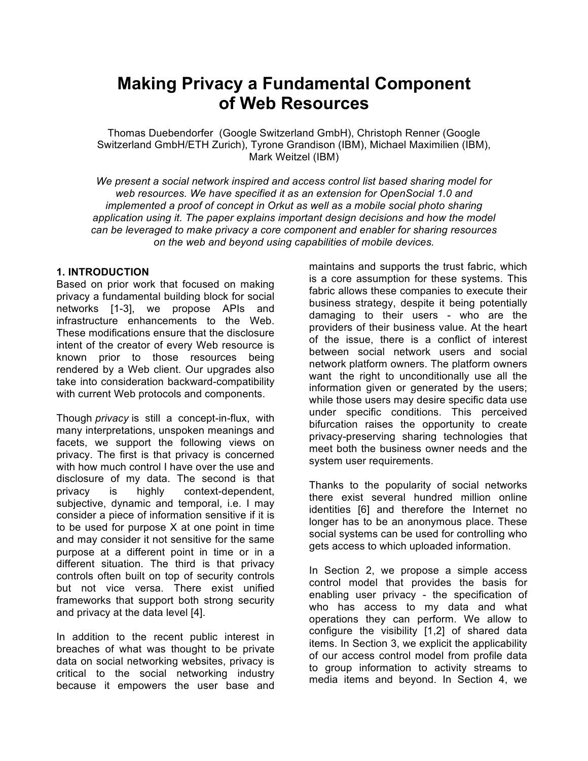# Making Privacy a Fundamental Component of Web Resources

Thomas Duebendorfer (Google Switzerland GmbH), Christoph Renner (Google Switzerland GmbH/ETH Zurich), Tyrone Grandison (IBM), Michael Maximilien (IBM), Mark Weitzel (IBM)

*We present a social network inspired and access control list based sharing model for web resources. We have specified it as an extension for OpenSocial 1.0 and implemented a proof of concept in Orkut as well as a mobile social photo sharing application using it. The paper explains important design decisions and how the model can be leveraged to make privacy a core component and enabler for sharing resources on the web and beyond using capabilities of mobile devices.*

## 1. INTRODUCTION

Based on prior work that focused on making privacy a fundamental building block for social networks [1-3], we propose APIs and infrastructure enhancements to the Web. These modifications ensure that the disclosure intent of the creator of every Web resource is known prior to those resources being rendered by a Web client. Our upgrades also take into consideration backward-compatibility with current Web protocols and components.

Though *privacy* is still a concept-in-flux, with many interpretations, unspoken meanings and facets, we support the following views on privacy. The first is that privacy is concerned with how much control I have over the use and disclosure of my data. The second is that privacy is highly context-dependent, subjective, dynamic and temporal, i.e. I may consider a piece of information sensitive if it is to be used for purpose X at one point in time and may consider it not sensitive for the same purpose at a different point in time or in a different situation. The third is that privacy controls often built on top of security controls but not vice versa. There exist unified frameworks that support both strong security and privacy at the data level [4].

In addition to the recent public interest in breaches of what was thought to be private data on social networking websites, privacy is critical to the social networking industry because it empowers the user base and maintains and supports the trust fabric, which is a core assumption for these systems. This fabric allows these companies to execute their business strategy, despite it being potentially damaging to their users - who are the providers of their business value. At the heart of the issue, there is a conflict of interest between social network users and social network platform owners. The platform owners want the right to unconditionally use all the information given or generated by the users; while those users may desire specific data use under specific conditions. This perceived bifurcation raises the opportunity to create privacy-preserving sharing technologies that meet both the business owner needs and the system user requirements.

Thanks to the popularity of social networks there exist several hundred million online identities [6] and therefore the Internet no longer has to be an anonymous place. These social systems can be used for controlling who gets access to which uploaded information.

In Section 2, we propose a simple access control model that provides the basis for enabling user privacy - the specification of who has access to my data and what operations they can perform. We allow to configure the visibility [1,2] of shared data items. In Section 3, we explicit the applicability of our access control model from profile data to group information to activity streams to media items and beyond. In Section 4, we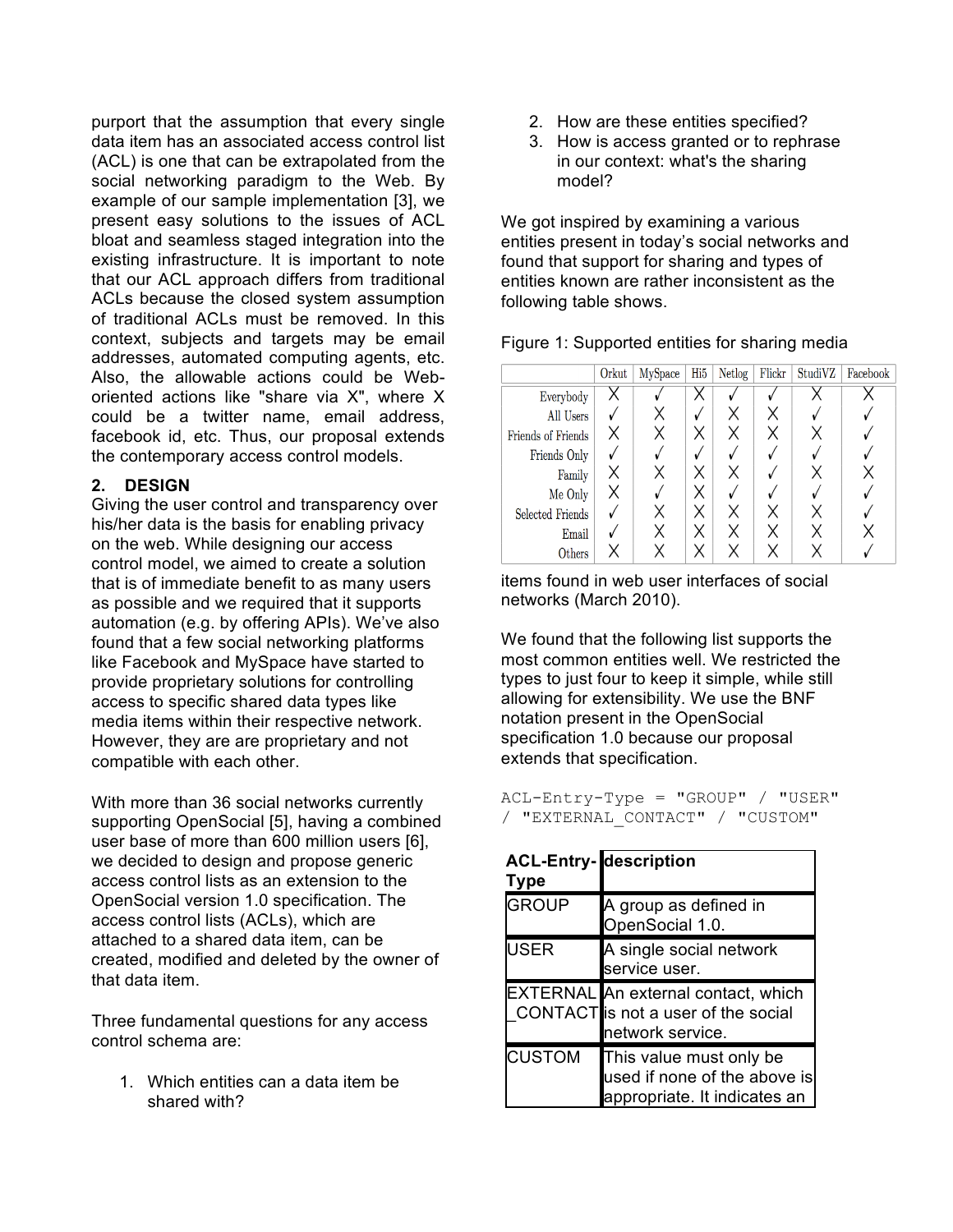purport that the assumption that every single data item has an associated access control list (ACL) is one that can be extrapolated from the social networking paradigm to the Web. By example of our sample implementation [3], we present easy solutions to the issues of ACL bloat and seamless staged integration into the existing infrastructure. It is important to note that our ACL approach differs from traditional ACLs because the closed system assumption of traditional ACLs must be removed. In this context, subjects and targets may be email addresses, automated computing agents, etc. Also, the allowable actions could be Web-oriented actions like "share via X", where X could be a twitter name, email address, facebook id, etc. Thus, our proposal extends the contemporary access control models.

## 2. DESIGN

Giving the user control and transparency over his/her data is the basis for enabling privacy on the web. While designing our access control model, we aimed to create a solution that is of immediate benefit to as many users as possible and we required that it supports automation (e.g. by offering APIs). We've also found that a few social networking platforms like Facebook and MySpace have started to provide proprietary solutions for controlling access to specific shared data types like media items within their respective network. However, they are are proprietary and not compatible with each other.

With more than 36 social networks currently supporting OpenSocial [5], having a combined user base of more than 600 million users [6], we decided to design and propose generic access control lists as an extension to the OpenSocial version 1.0 specification. The access control lists (ACLs), which are attached to a shared data item, can be created, modified and deleted by the owner of that data item.

Three fundamental questions for any access control schema are:

1. Which entities can a data item be shared with?
2. How are these entities specified?
3. How is access granted or to rephrase in our context: what's the sharing model?

We got inspired by examining a various entities present in today's social networks and found that support for sharing and types of entities known are rather inconsistent as the following table shows.

Figure 1: Supported entities for sharing media

| | Orkut | MySpace | Hi5 | Netlog | Flickr | StudiVZ | Facebook |
|---|---|---|---|---|---|---|---|
| Everybody | X | ✓ | X | ✓ | ✓ | X | X |
| All Users | ✓ | X | ✓ | X | X | ✓ | ✓ |
| Friends of Friends | X | X | X | X | X | X | ✓ |
| Friends Only | ✓ | ✓ | ✓ | ✓ | ✓ | ✓ | ✓ |
| Family | X | X | X | X | ✓ | X | X |
| Me Only | X | ✓ | X | ✓ | ✓ | ✓ | ✓ |
| Selected Friends | ✓ | X | X | X | X | X | ✓ |
| Email | ✓ | X | X | X | X | X | X |
| Others | X | X | X | X | X | X | ✓ |

items found in web user interfaces of social networks (March 2010).

We found that the following list supports the most common entities well. We restricted the types to just four to keep it simple, while still allowing for extensibility. We use the BNF notation present in the OpenSocial specification 1.0 because our proposal extends that specification.

```
ACL-Entry-Type = "GROUP" / "USER"
/ "EXTERNAL_CONTACT" / "CUSTOM"
```

| ACL-Entry-Type | description |
|---|---|
| GROUP | A group as defined in OpenSocial 1.0. |
| USER | A single social network service user. |
| EXTERNAL_CONTACT | An external contact, which is not a user of the social network service. |
| CUSTOM | This value must only be used if none of the above is appropriate. It indicates an |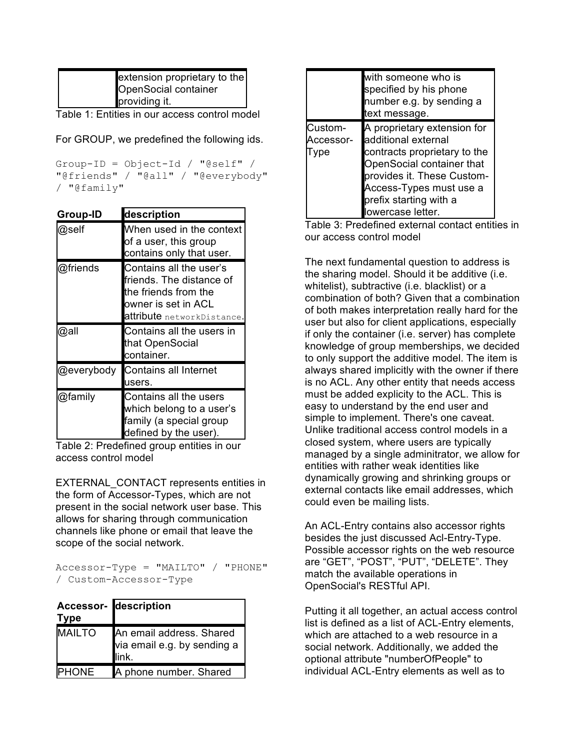| | extension proprietary to the OpenSocial container providing it. |
|---|---|

Table 1: Entities in our access control model

For GROUP, we predefined the following ids.

```
Group-ID = Object-Id / "@self" /
"@friends" / "@all" / "@everybody"
/ "@family"
```

| Group-ID | description |
|---|---|
| @self | When used in the context of a user, this group contains only that user. |
| @friends | Contains all the user's friends. The distance of the friends from the owner is set in ACL attribute `networkDistance`. |
| @all | Contains all the users in that OpenSocial container. |
| @everybody | Contains all Internet users. |
| @family | Contains all the users which belong to a user's family (a special group defined by the user). |

Table 2: Predefined group entities in our access control model

EXTERNAL_CONTACT represents entities in the form of Accessor-Types, which are not present in the social network user base. This allows for sharing through communication channels like phone or email that leave the scope of the social network.

```
Accessor-Type = "MAILTO" / "PHONE"
/ Custom-Accessor-Type
```

| Accessor-Type | description |
|---|---|
| MAILTO | An email address. Shared via email e.g. by sending a link. |
| PHONE | A phone number. Shared with someone who is specified by his phone number e.g. by sending a text message. |
| Custom-Accessor-Type | A proprietary extension for additional external contracts proprietary to the OpenSocial container that provides it. These Custom-Access-Types must use a prefix starting with a lowercase letter. |

Table 3: Predefined external contact entities in our access control model

The next fundamental question to address is the sharing model. Should it be additive (i.e. whitelist), subtractive (i.e. blacklist) or a combination of both? Given that a combination of both makes interpretation really hard for the user but also for client applications, especially if only the container (i.e. server) has complete knowledge of group memberships, we decided to only support the additive model. The item is always shared implicitly with the owner if there is no ACL. Any other entity that needs access must be added explicity to the ACL. This is easy to understand by the end user and simple to implement. There's one caveat. Unlike traditional access control models in a closed system, where users are typically managed by a single adminitrator, we allow for entities with rather weak identities like dynamically growing and shrinking groups or external contacts like email addresses, which could even be mailing lists.

An ACL-Entry contains also accessor rights besides the just discussed Acl-Entry-Type. Possible accessor rights on the web resource are "GET", "POST", "PUT", "DELETE". They match the available operations in OpenSocial's RESTful API.

Putting it all together, an actual access control list is defined as a list of ACL-Entry elements, which are attached to a web resource in a social network. Additionally, we added the optional attribute "numberOfPeople" to individual ACL-Entry elements as well as to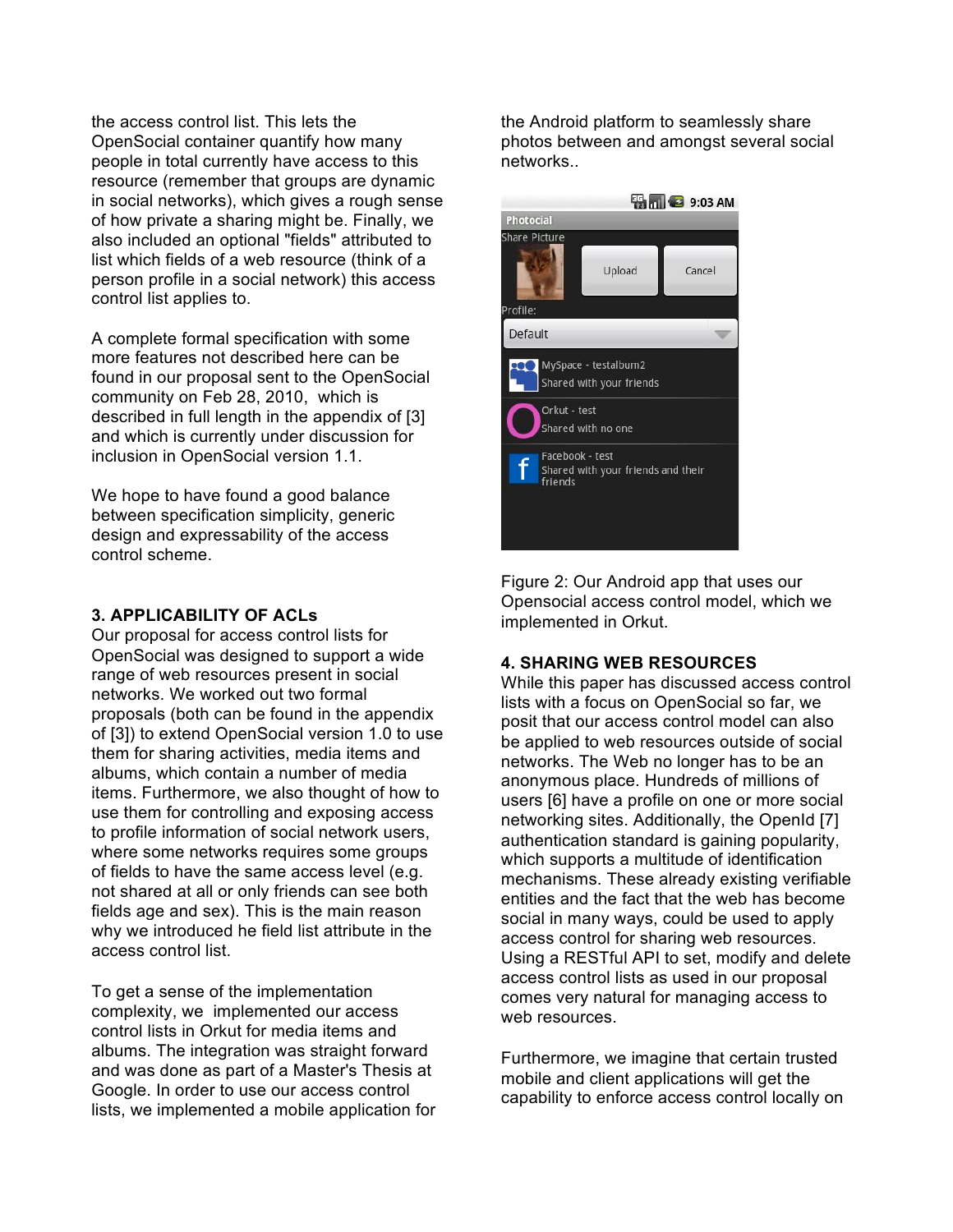the access control list. This lets the OpenSocial container quantify how many people in total currently have access to this resource (remember that groups are dynamic in social networks), which gives a rough sense of how private a sharing might be. Finally, we also included an optional "fields" attributed to list which fields of a web resource (think of a person profile in a social network) this access control list applies to.

A complete formal specification with some more features not described here can be found in our proposal sent to the OpenSocial community on Feb 28, 2010, which is described in full length in the appendix of [3] and which is currently under discussion for inclusion in OpenSocial version 1.1.

We hope to have found a good balance between specification simplicity, generic design and expressability of the access control scheme.

## 3. APPLICABILITY OF ACLs

Our proposal for access control lists for OpenSocial was designed to support a wide range of web resources present in social networks. We worked out two formal proposals (both can be found in the appendix of [3]) to extend OpenSocial version 1.0 to use them for sharing activities, media items and albums, which contain a number of media items. Furthermore, we also thought of how to use them for controlling and exposing access to profile information of social network users, where some networks requires some groups of fields to have the same access level (e.g. not shared at all or only friends can see both fields age and sex). This is the main reason why we introduced he field list attribute in the access control list.

To get a sense of the implementation complexity, we implemented our access control lists in Orkut for media items and albums. The integration was straight forward and was done as part of a Master's Thesis at Google. In order to use our access control lists, we implemented a mobile application for the Android platform to seamlessly share photos between and amongst several social networks..

Figure 2: Our Android app that uses our Opensocial access control model, which we implemented in Orkut.

## 4. SHARING WEB RESOURCES

While this paper has discussed access control lists with a focus on OpenSocial so far, we posit that our access control model can also be applied to web resources outside of social networks. The Web no longer has to be an anonymous place. Hundreds of millions of users [6] have a profile on one or more social networking sites. Additionally, the OpenId [7] authentication standard is gaining popularity, which supports a multitude of identification mechanisms. These already existing verifiable entities and the fact that the web has become social in many ways, could be used to apply access control for sharing web resources. Using a RESTful API to set, modify and delete access control lists as used in our proposal comes very natural for managing access to web resources.

Furthermore, we imagine that certain trusted mobile and client applications will get the capability to enforce access control locally on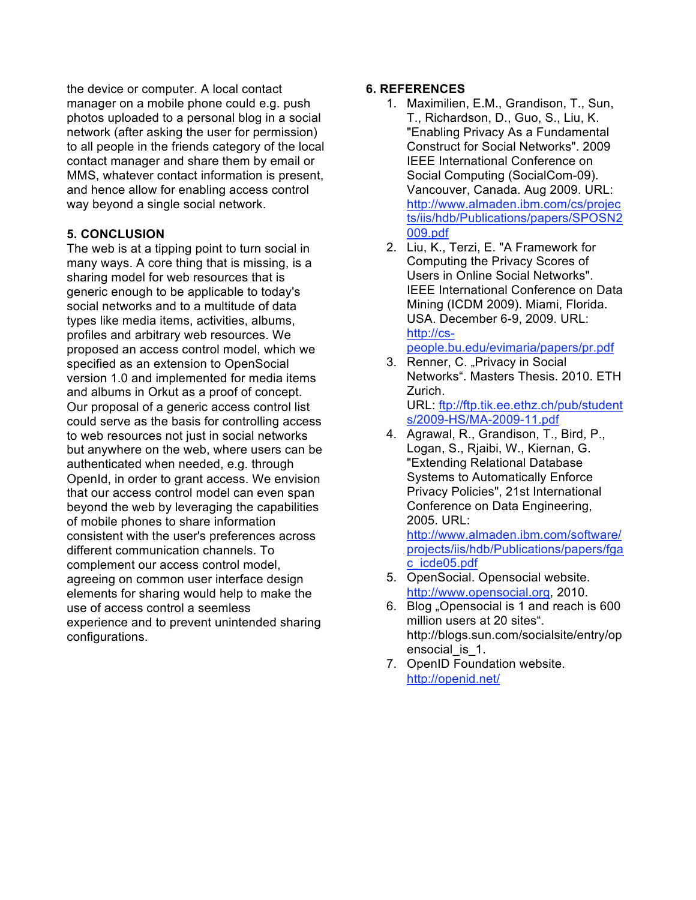the device or computer. A local contact manager on a mobile phone could e.g. push photos uploaded to a personal blog in a social network (after asking the user for permission) to all people in the friends category of the local contact manager and share them by email or MMS, whatever contact information is present, and hence allow for enabling access control way beyond a single social network.

## 5. CONCLUSION

The web is at a tipping point to turn social in many ways. A core thing that is missing, is a sharing model for web resources that is generic enough to be applicable to today's social networks and to a multitude of data types like media items, activities, albums, profiles and arbitrary web resources. We proposed an access control model, which we specified as an extension to OpenSocial version 1.0 and implemented for media items and albums in Orkut as a proof of concept. Our proposal of a generic access control list could serve as the basis for controlling access to web resources not just in social networks but anywhere on the web, where users can be authenticated when needed, e.g. through OpenId, in order to grant access. We envision that our access control model can even span beyond the web by leveraging the capabilities of mobile phones to share information consistent with the user's preferences across different communication channels. To complement our access control model, agreeing on common user interface design elements for sharing would help to make the use of access control a seemless experience and to prevent unintended sharing configurations.

## 6. REFERENCES

1. Maximilien, E.M., Grandison, T., Sun, T., Richardson, D., Guo, S., Liu, K. "Enabling Privacy As a Fundamental Construct for Social Networks". 2009 IEEE International Conference on Social Computing (SocialCom-09). Vancouver, Canada. Aug 2009. URL: http://www.almaden.ibm.com/cs/projects/iis/hdb/Publications/papers/SPOSN2009.pdf
2. Liu, K., Terzi, E. "A Framework for Computing the Privacy Scores of Users in Online Social Networks". IEEE International Conference on Data Mining (ICDM 2009). Miami, Florida. USA. December 6-9, 2009. URL: http://cs-people.bu.edu/evimaria/papers/pr.pdf
3. Renner, C. „Privacy in Social Networks“. Masters Thesis. 2010. ETH Zurich. URL: ftp://ftp.tik.ee.ethz.ch/pub/students/2009-HS/MA-2009-11.pdf
4. Agrawal, R., Grandison, T., Bird, P., Logan, S., Rjaibi, W., Kiernan, G. "Extending Relational Database Systems to Automatically Enforce Privacy Policies", 21st International Conference on Data Engineering, 2005. URL: http://www.almaden.ibm.com/software/projects/iis/hdb/Publications/papers/fgac_icde05.pdf
5. OpenSocial. Opensocial website. http://www.opensocial.org, 2010.
6. Blog „Opensocial is 1 and reach is 600 million users at 20 sites“. http://blogs.sun.com/socialsite/entry/opensocial_is_1.
7. OpenID Foundation website. http://openid.net/